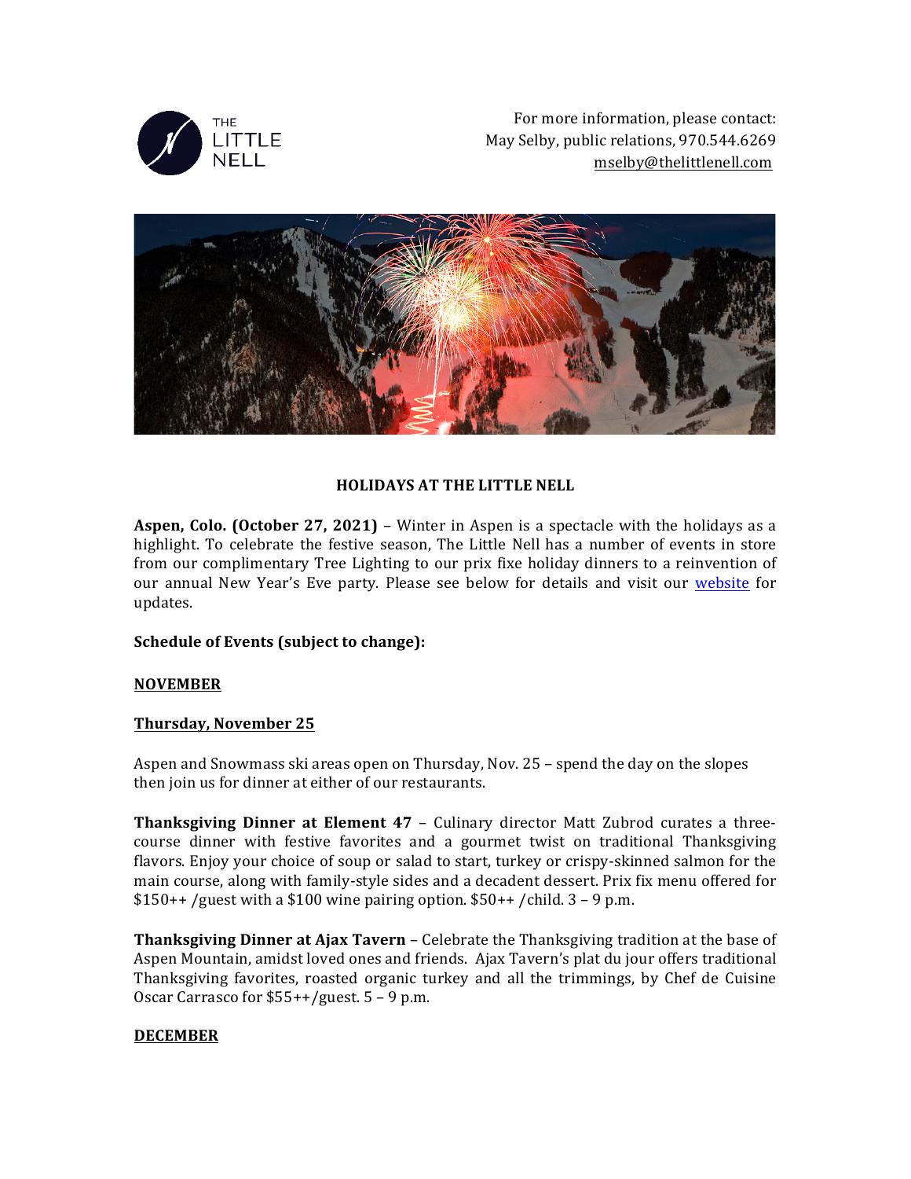THE LITTLE NELL

For more information, please contact:
May Selby, public relations, 970.544.6269
mselby@thelittlenell.com

## HOLIDAYS AT THE LITTLE NELL

**Aspen, Colo. (October 27, 2021)** – Winter in Aspen is a spectacle with the holidays as a highlight. To celebrate the festive season, The Little Nell has a number of events in store from our complimentary Tree Lighting to our prix fixe holiday dinners to a reinvention of our annual New Year's Eve party. Please see below for details and visit our website for updates.

**Schedule of Events (subject to change):**

**NOVEMBER**

**Thursday, November 25**

Aspen and Snowmass ski areas open on Thursday, Nov. 25 – spend the day on the slopes then join us for dinner at either of our restaurants.

**Thanksgiving Dinner at Element 47** – Culinary director Matt Zubrod curates a three-course dinner with festive favorites and a gourmet twist on traditional Thanksgiving flavors. Enjoy your choice of soup or salad to start, turkey or crispy-skinned salmon for the main course, along with family-style sides and a decadent dessert. Prix fix menu offered for $150++ /guest with a $100 wine pairing option. $50++ /child. 3 – 9 p.m.

**Thanksgiving Dinner at Ajax Tavern** – Celebrate the Thanksgiving tradition at the base of Aspen Mountain, amidst loved ones and friends. Ajax Tavern's plat du jour offers traditional Thanksgiving favorites, roasted organic turkey and all the trimmings, by Chef de Cuisine Oscar Carrasco for $55++/guest. 5 – 9 p.m.

**DECEMBER**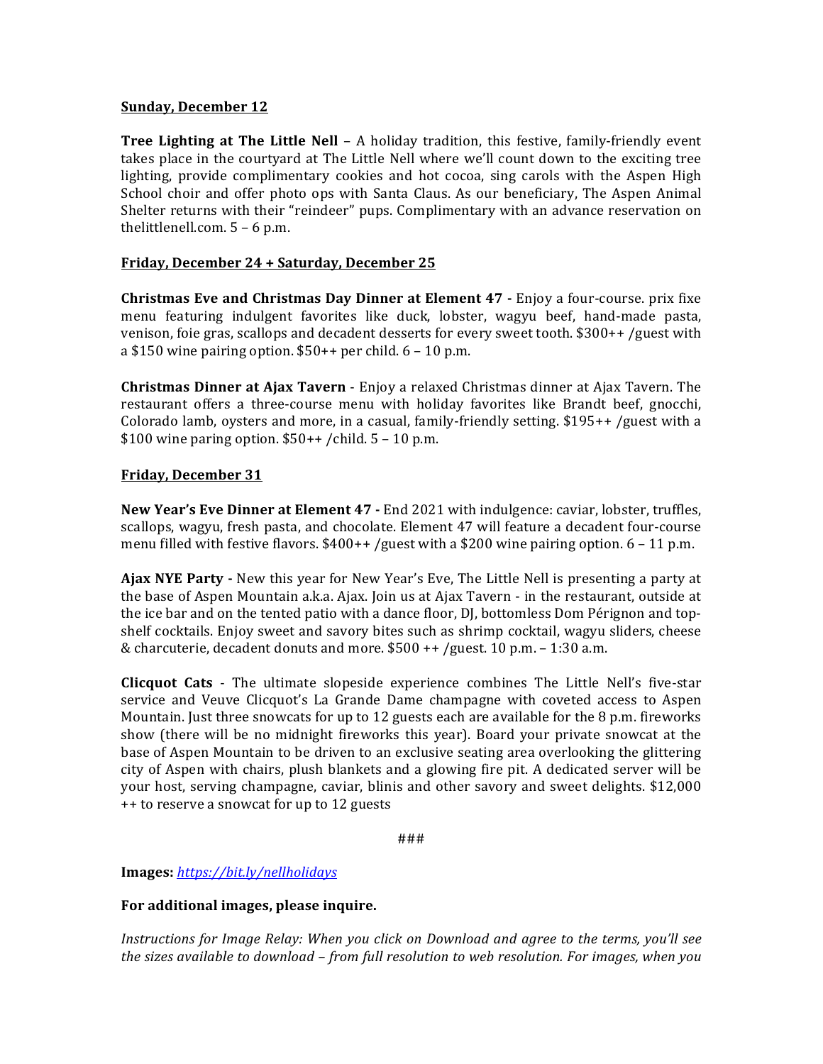<u>**Sunday, December 12**</u>

**Tree Lighting at The Little Nell** – A holiday tradition, this festive, family-friendly event takes place in the courtyard at The Little Nell where we'll count down to the exciting tree lighting, provide complimentary cookies and hot cocoa, sing carols with the Aspen High School choir and offer photo ops with Santa Claus. As our beneficiary, The Aspen Animal Shelter returns with their "reindeer" pups. Complimentary with an advance reservation on thelittlenell.com. 5 – 6 p.m.

<u>**Friday, December 24 + Saturday, December 25**</u>

**Christmas Eve and Christmas Day Dinner at Element 47 -** Enjoy a four-course. prix fixe menu featuring indulgent favorites like duck, lobster, wagyu beef, hand-made pasta, venison, foie gras, scallops and decadent desserts for every sweet tooth. $300++ /guest with a $150 wine pairing option. $50++ per child. 6 – 10 p.m.

**Christmas Dinner at Ajax Tavern** - Enjoy a relaxed Christmas dinner at Ajax Tavern. The restaurant offers a three-course menu with holiday favorites like Brandt beef, gnocchi, Colorado lamb, oysters and more, in a casual, family-friendly setting. $195++ /guest with a $100 wine paring option. $50++ /child. 5 – 10 p.m.

<u>**Friday, December 31**</u>

**New Year's Eve Dinner at Element 47 -** End 2021 with indulgence: caviar, lobster, truffles, scallops, wagyu, fresh pasta, and chocolate. Element 47 will feature a decadent four-course menu filled with festive flavors. $400++ /guest with a $200 wine pairing option. 6 – 11 p.m.

**Ajax NYE Party -** New this year for New Year's Eve, The Little Nell is presenting a party at the base of Aspen Mountain a.k.a. Ajax. Join us at Ajax Tavern - in the restaurant, outside at the ice bar and on the tented patio with a dance floor, DJ, bottomless Dom Pérignon and top-shelf cocktails. Enjoy sweet and savory bites such as shrimp cocktail, wagyu sliders, cheese & charcuterie, decadent donuts and more. $500 ++ /guest. 10 p.m. – 1:30 a.m.

**Clicquot Cats** - The ultimate slopeside experience combines The Little Nell's five-star service and Veuve Clicquot's La Grande Dame champagne with coveted access to Aspen Mountain. Just three snowcats for up to 12 guests each are available for the 8 p.m. fireworks show (there will be no midnight fireworks this year). Board your private snowcat at the base of Aspen Mountain to be driven to an exclusive seating area overlooking the glittering city of Aspen with chairs, plush blankets and a glowing fire pit. A dedicated server will be your host, serving champagne, caviar, blinis and other savory and sweet delights. $12,000 ++ to reserve a snowcat for up to 12 guests

###

**Images:** *[https://bit.ly/nellholidays](https://bit.ly/nellholidays)*

**For additional images, please inquire.**

*Instructions for Image Relay: When you click on Download and agree to the terms, you'll see the sizes available to download – from full resolution to web resolution. For images, when you*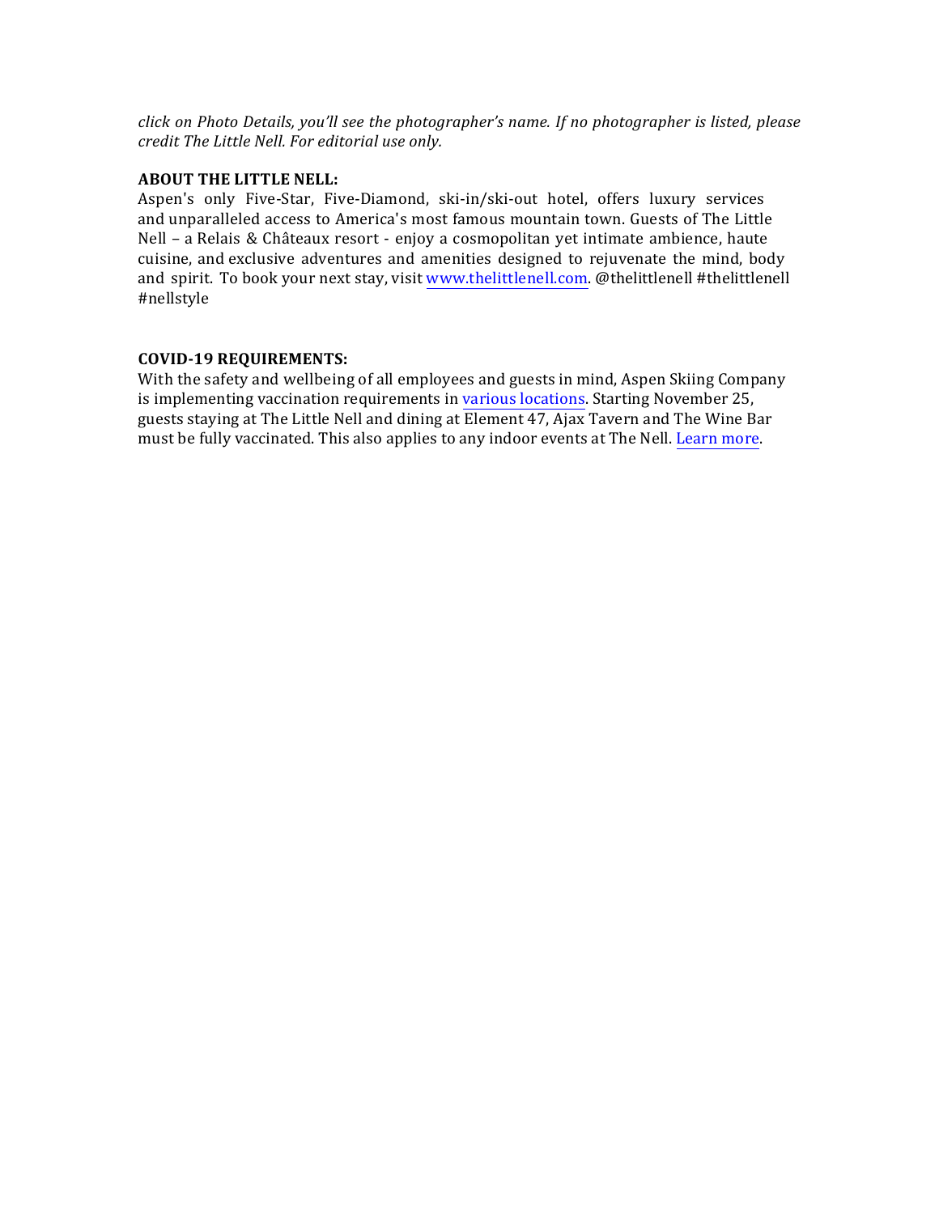*click on Photo Details, you'll see the photographer's name. If no photographer is listed, please credit The Little Nell. For editorial use only.*

**ABOUT THE LITTLE NELL:**

Aspen's only Five-Star, Five-Diamond, ski-in/ski-out hotel, offers luxury services and unparalleled access to America's most famous mountain town. Guests of The Little Nell – a Relais & Châteaux resort - enjoy a cosmopolitan yet intimate ambience, haute cuisine, and exclusive adventures and amenities designed to rejuvenate the mind, body and spirit. To book your next stay, visit www.thelittlenell.com. @thelittlenell #thelittlenell #nellstyle

**COVID-19 REQUIREMENTS:**

With the safety and wellbeing of all employees and guests in mind, Aspen Skiing Company is implementing vaccination requirements in various locations. Starting November 25, guests staying at The Little Nell and dining at Element 47, Ajax Tavern and The Wine Bar must be fully vaccinated. This also applies to any indoor events at The Nell. Learn more.